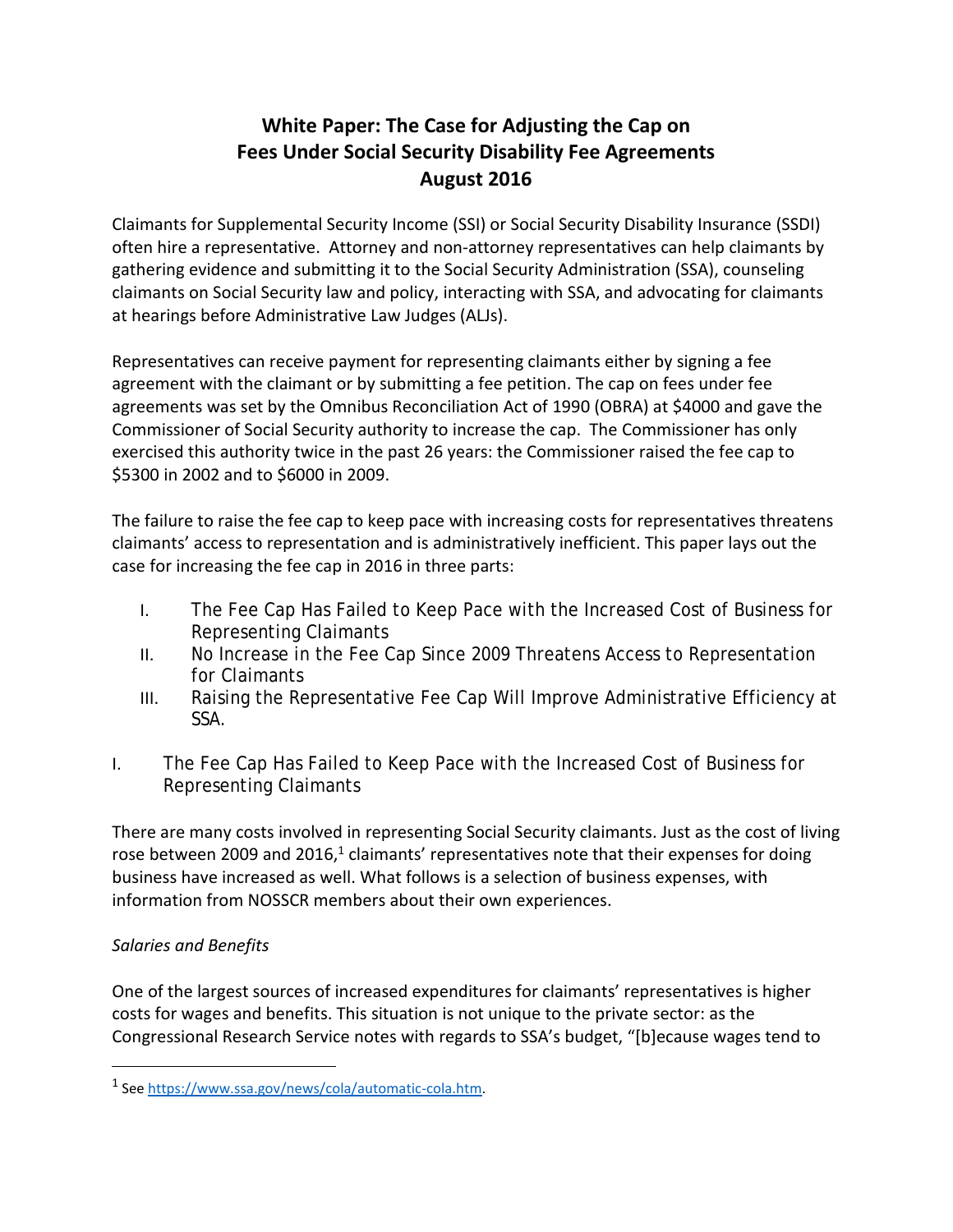# White Paper: The Case for Adjusting the Cap on Fees Under Social Security Disability Fee Agreements
## August 2016

Claimants for Supplemental Security Income (SSI) or Social Security Disability Insurance (SSDI) often hire a representative. Attorney and non-attorney representatives can help claimants by gathering evidence and submitting it to the Social Security Administration (SSA), counseling claimants on Social Security law and policy, interacting with SSA, and advocating for claimants at hearings before Administrative Law Judges (ALJs).

Representatives can receive payment for representing claimants either by signing a fee agreement with the claimant or by submitting a fee petition. The cap on fees under fee agreements was set by the Omnibus Reconciliation Act of 1990 (OBRA) at $4000 and gave the Commissioner of Social Security authority to increase the cap. The Commissioner has only exercised this authority twice in the past 26 years: the Commissioner raised the fee cap to $5300 in 2002 and to $6000 in 2009.

The failure to raise the fee cap to keep pace with increasing costs for representatives threatens claimants' access to representation and is administratively inefficient. This paper lays out the case for increasing the fee cap in 2016 in three parts:

I. The Fee Cap Has Failed to Keep Pace with the Increased Cost of Business for Representing Claimants
II. No Increase in the Fee Cap Since 2009 Threatens Access to Representation for Claimants
III. Raising the Representative Fee Cap Will Improve Administrative Efficiency at SSA.

## I. The Fee Cap Has Failed to Keep Pace with the Increased Cost of Business for Representing Claimants

There are many costs involved in representing Social Security claimants. Just as the cost of living rose between 2009 and 2016,[1] claimants' representatives note that their expenses for doing business have increased as well. What follows is a selection of business expenses, with information from NOSSCR members about their own experiences.

*Salaries and Benefits*

One of the largest sources of increased expenditures for claimants' representatives is higher costs for wages and benefits. This situation is not unique to the private sector: as the Congressional Research Service notes with regards to SSA's budget, "[b]ecause wages tend to

---

[1] See https://www.ssa.gov/news/cola/automatic-cola.htm.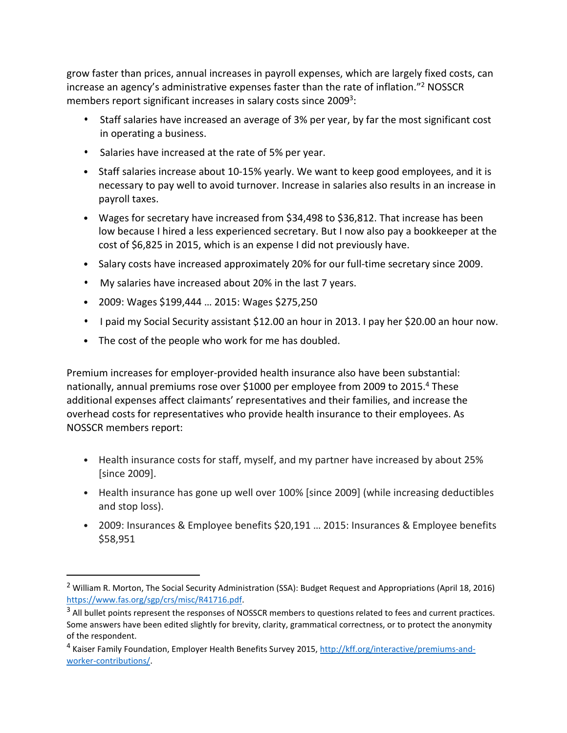grow faster than prices, annual increases in payroll expenses, which are largely fixed costs, can increase an agency's administrative expenses faster than the rate of inflation."[2] NOSSCR members report significant increases in salary costs since 2009[3]:

- Staff salaries have increased an average of 3% per year, by far the most significant cost in operating a business.
- Salaries have increased at the rate of 5% per year.
- Staff salaries increase about 10-15% yearly. We want to keep good employees, and it is necessary to pay well to avoid turnover. Increase in salaries also results in an increase in payroll taxes.
- Wages for secretary have increased from $34,498 to $36,812. That increase has been low because I hired a less experienced secretary. But I now also pay a bookkeeper at the cost of $6,825 in 2015, which is an expense I did not previously have.
- Salary costs have increased approximately 20% for our full-time secretary since 2009.
- My salaries have increased about 20% in the last 7 years.
- 2009: Wages $199,444 … 2015: Wages $275,250
- I paid my Social Security assistant $12.00 an hour in 2013. I pay her $20.00 an hour now.
- The cost of the people who work for me has doubled.

Premium increases for employer-provided health insurance also have been substantial: nationally, annual premiums rose over $1000 per employee from 2009 to 2015.[4] These additional expenses affect claimants' representatives and their families, and increase the overhead costs for representatives who provide health insurance to their employees. As NOSSCR members report:

- Health insurance costs for staff, myself, and my partner have increased by about 25% [since 2009].
- Health insurance has gone up well over 100% [since 2009] (while increasing deductibles and stop loss).
- 2009: Insurances & Employee benefits $20,191 … 2015: Insurances & Employee benefits $58,951

---

[2] William R. Morton, The Social Security Administration (SSA): Budget Request and Appropriations (April 18, 2016) https://www.fas.org/sgp/crs/misc/R41716.pdf.

[3] All bullet points represent the responses of NOSSCR members to questions related to fees and current practices. Some answers have been edited slightly for brevity, clarity, grammatical correctness, or to protect the anonymity of the respondent.

[4] Kaiser Family Foundation, Employer Health Benefits Survey 2015, http://kff.org/interactive/premiums-and-worker-contributions/.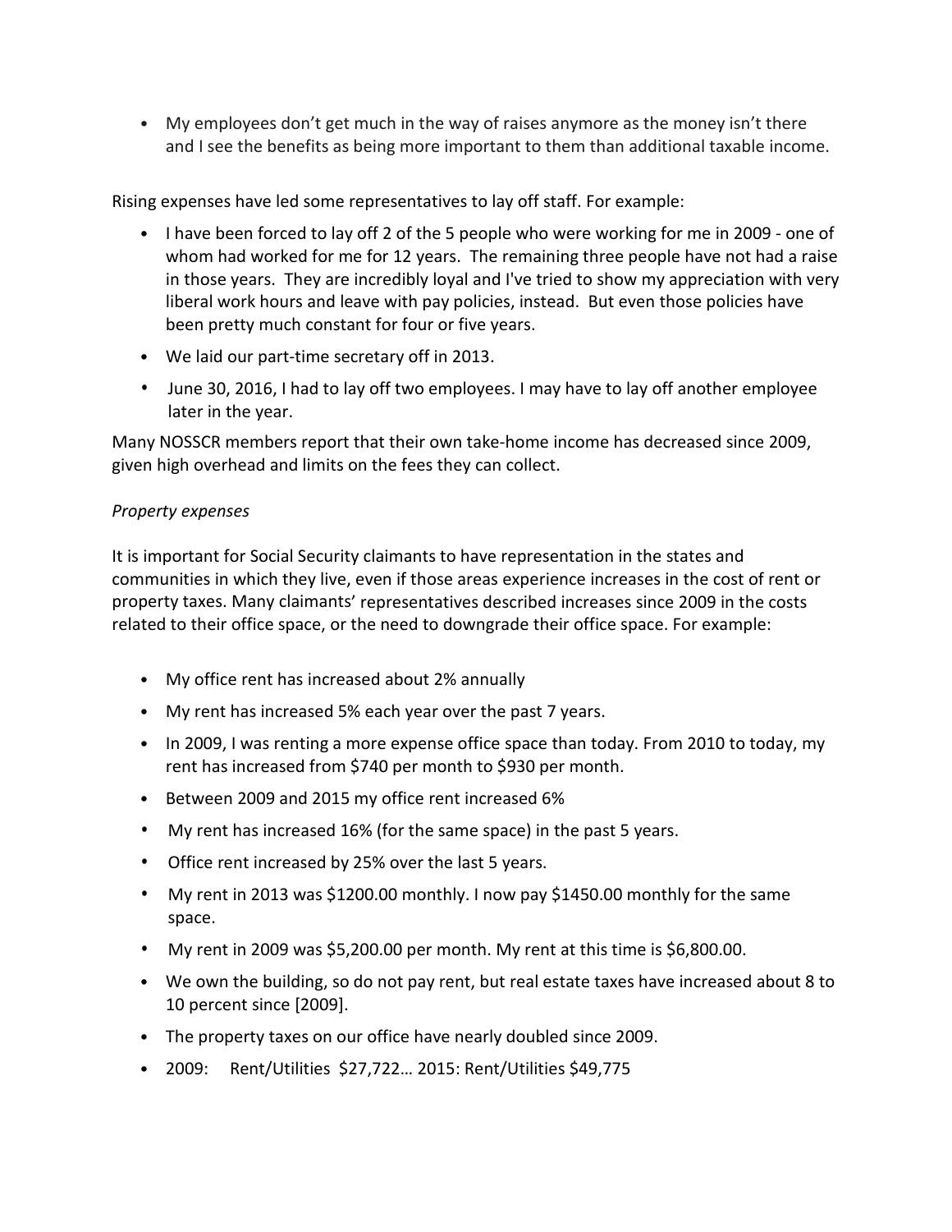- My employees don't get much in the way of raises anymore as the money isn't there and I see the benefits as being more important to them than additional taxable income.

Rising expenses have led some representatives to lay off staff. For example:

- I have been forced to lay off 2 of the 5 people who were working for me in 2009 - one of whom had worked for me for 12 years. The remaining three people have not had a raise in those years. They are incredibly loyal and I've tried to show my appreciation with very liberal work hours and leave with pay policies, instead. But even those policies have been pretty much constant for four or five years.
- We laid our part-time secretary off in 2013.
- June 30, 2016, I had to lay off two employees. I may have to lay off another employee later in the year.

Many NOSSCR members report that their own take-home income has decreased since 2009, given high overhead and limits on the fees they can collect.

*Property expenses*

It is important for Social Security claimants to have representation in the states and communities in which they live, even if those areas experience increases in the cost of rent or property taxes. Many claimants' representatives described increases since 2009 in the costs related to their office space, or the need to downgrade their office space. For example:

- My office rent has increased about 2% annually
- My rent has increased 5% each year over the past 7 years.
- In 2009, I was renting a more expense office space than today. From 2010 to today, my rent has increased from $740 per month to $930 per month.
- Between 2009 and 2015 my office rent increased 6%
- My rent has increased 16% (for the same space) in the past 5 years.
- Office rent increased by 25% over the last 5 years.
- My rent in 2013 was $1200.00 monthly. I now pay $1450.00 monthly for the same space.
- My rent in 2009 was $5,200.00 per month. My rent at this time is $6,800.00.
- We own the building, so do not pay rent, but real estate taxes have increased about 8 to 10 percent since [2009].
- The property taxes on our office have nearly doubled since 2009.
- 2009: Rent/Utilities $27,722… 2015: Rent/Utilities $49,775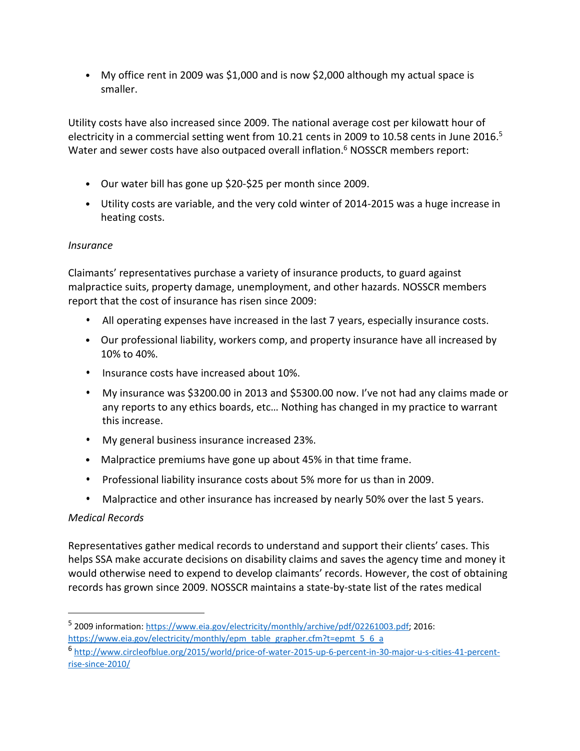- My office rent in 2009 was $1,000 and is now $2,000 although my actual space is smaller.

Utility costs have also increased since 2009. The national average cost per kilowatt hour of electricity in a commercial setting went from 10.21 cents in 2009 to 10.58 cents in June 2016.[5] Water and sewer costs have also outpaced overall inflation.[6] NOSSCR members report:

- Our water bill has gone up $20-$25 per month since 2009.
- Utility costs are variable, and the very cold winter of 2014-2015 was a huge increase in heating costs.

*Insurance*

Claimants' representatives purchase a variety of insurance products, to guard against malpractice suits, property damage, unemployment, and other hazards. NOSSCR members report that the cost of insurance has risen since 2009:

- All operating expenses have increased in the last 7 years, especially insurance costs.
- Our professional liability, workers comp, and property insurance have all increased by 10% to 40%.
- Insurance costs have increased about 10%.
- My insurance was $3200.00 in 2013 and $5300.00 now. I've not had any claims made or any reports to any ethics boards, etc… Nothing has changed in my practice to warrant this increase.
- My general business insurance increased 23%.
- Malpractice premiums have gone up about 45% in that time frame.
- Professional liability insurance costs about 5% more for us than in 2009.
- Malpractice and other insurance has increased by nearly 50% over the last 5 years.

*Medical Records*

Representatives gather medical records to understand and support their clients' cases. This helps SSA make accurate decisions on disability claims and saves the agency time and money it would otherwise need to expend to develop claimants' records. However, the cost of obtaining records has grown since 2009. NOSSCR maintains a state-by-state list of the rates medical

---

[5] 2009 information: https://www.eia.gov/electricity/monthly/archive/pdf/02261003.pdf; 2016: https://www.eia.gov/electricity/monthly/epm_table_grapher.cfm?t=epmt_5_6_a

[6] http://www.circleofblue.org/2015/world/price-of-water-2015-up-6-percent-in-30-major-u-s-cities-41-percent-rise-since-2010/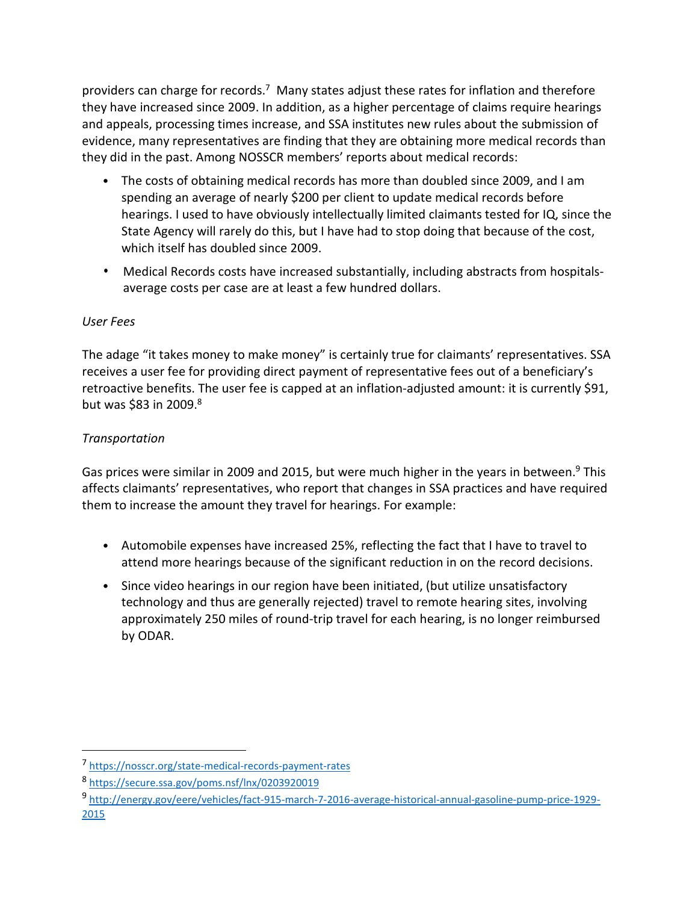providers can charge for records.[7] Many states adjust these rates for inflation and therefore they have increased since 2009. In addition, as a higher percentage of claims require hearings and appeals, processing times increase, and SSA institutes new rules about the submission of evidence, many representatives are finding that they are obtaining more medical records than they did in the past. Among NOSSCR members' reports about medical records:

- The costs of obtaining medical records has more than doubled since 2009, and I am spending an average of nearly $200 per client to update medical records before hearings. I used to have obviously intellectually limited claimants tested for IQ, since the State Agency will rarely do this, but I have had to stop doing that because of the cost, which itself has doubled since 2009.
- Medical Records costs have increased substantially, including abstracts from hospitals-average costs per case are at least a few hundred dollars.

*User Fees*

The adage "it takes money to make money" is certainly true for claimants' representatives. SSA receives a user fee for providing direct payment of representative fees out of a beneficiary's retroactive benefits. The user fee is capped at an inflation-adjusted amount: it is currently $91, but was $83 in 2009.[8]

*Transportation*

Gas prices were similar in 2009 and 2015, but were much higher in the years in between.[9] This affects claimants' representatives, who report that changes in SSA practices and have required them to increase the amount they travel for hearings. For example:

- Automobile expenses have increased 25%, reflecting the fact that I have to travel to attend more hearings because of the significant reduction in on the record decisions.
- Since video hearings in our region have been initiated, (but utilize unsatisfactory technology and thus are generally rejected) travel to remote hearing sites, involving approximately 250 miles of round-trip travel for each hearing, is no longer reimbursed by ODAR.

---

[7] https://nosscr.org/state-medical-records-payment-rates

[8] https://secure.ssa.gov/poms.nsf/lnx/0203920019

[9] http://energy.gov/eere/vehicles/fact-915-march-7-2016-average-historical-annual-gasoline-pump-price-1929-2015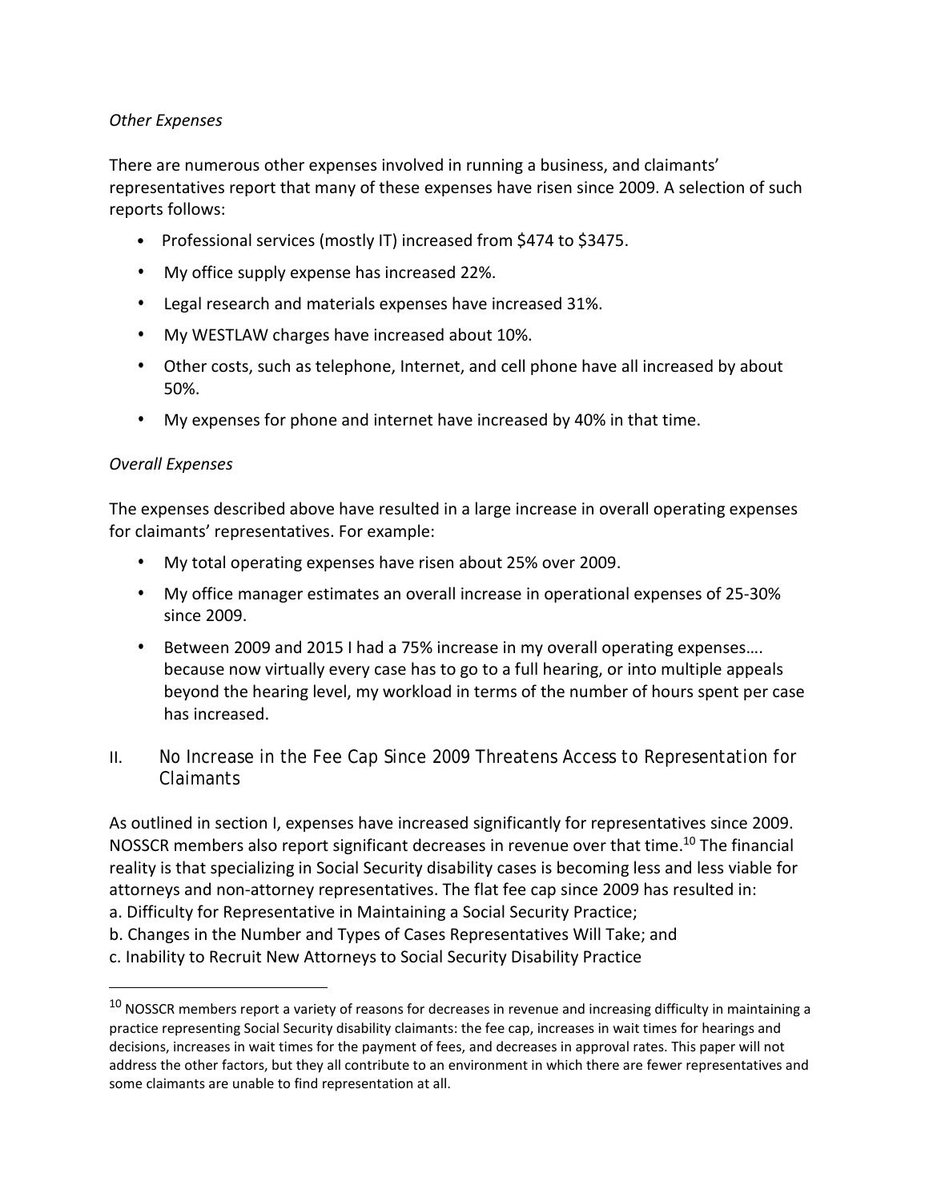*Other Expenses*

There are numerous other expenses involved in running a business, and claimants' representatives report that many of these expenses have risen since 2009. A selection of such reports follows:

- Professional services (mostly IT) increased from $474 to $3475.
- My office supply expense has increased 22%.
- Legal research and materials expenses have increased 31%.
- My WESTLAW charges have increased about 10%.
- Other costs, such as telephone, Internet, and cell phone have all increased by about 50%.
- My expenses for phone and internet have increased by 40% in that time.

*Overall Expenses*

The expenses described above have resulted in a large increase in overall operating expenses for claimants' representatives. For example:

- My total operating expenses have risen about 25% over 2009.
- My office manager estimates an overall increase in operational expenses of 25-30% since 2009.
- Between 2009 and 2015 I had a 75% increase in my overall operating expenses…. because now virtually every case has to go to a full hearing, or into multiple appeals beyond the hearing level, my workload in terms of the number of hours spent per case has increased.

## II. No Increase in the Fee Cap Since 2009 Threatens Access to Representation for Claimants

As outlined in section I, expenses have increased significantly for representatives since 2009. NOSSCR members also report significant decreases in revenue over that time.[10] The financial reality is that specializing in Social Security disability cases is becoming less and less viable for attorneys and non-attorney representatives. The flat fee cap since 2009 has resulted in:

a. Difficulty for Representative in Maintaining a Social Security Practice;
b. Changes in the Number and Types of Cases Representatives Will Take; and
c. Inability to Recruit New Attorneys to Social Security Disability Practice

---

[10] NOSSCR members report a variety of reasons for decreases in revenue and increasing difficulty in maintaining a practice representing Social Security disability claimants: the fee cap, increases in wait times for hearings and decisions, increases in wait times for the payment of fees, and decreases in approval rates. This paper will not address the other factors, but they all contribute to an environment in which there are fewer representatives and some claimants are unable to find representation at all.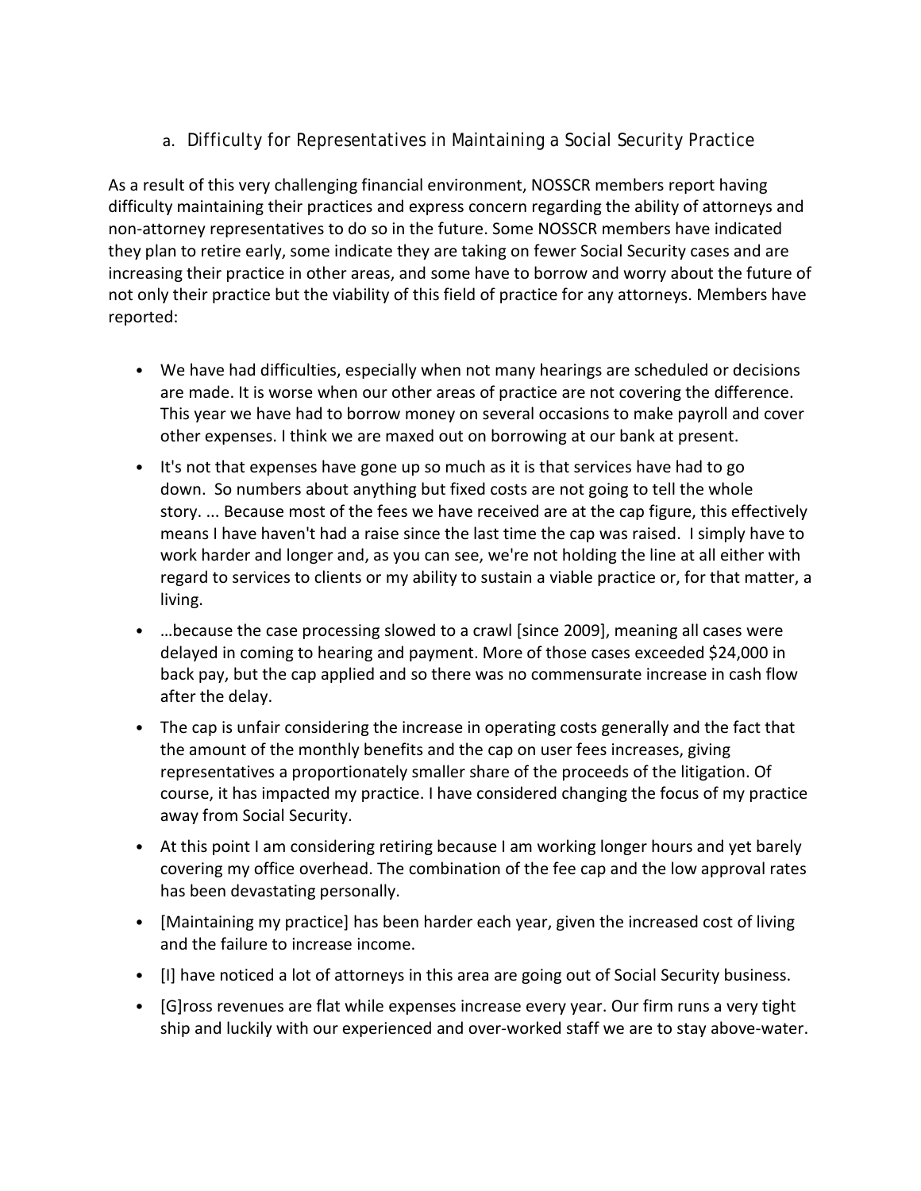### a. Difficulty for Representatives in Maintaining a Social Security Practice

As a result of this very challenging financial environment, NOSSCR members report having difficulty maintaining their practices and express concern regarding the ability of attorneys and non-attorney representatives to do so in the future. Some NOSSCR members have indicated they plan to retire early, some indicate they are taking on fewer Social Security cases and are increasing their practice in other areas, and some have to borrow and worry about the future of not only their practice but the viability of this field of practice for any attorneys. Members have reported:

- We have had difficulties, especially when not many hearings are scheduled or decisions are made. It is worse when our other areas of practice are not covering the difference. This year we have had to borrow money on several occasions to make payroll and cover other expenses. I think we are maxed out on borrowing at our bank at present.
- It's not that expenses have gone up so much as it is that services have had to go down. So numbers about anything but fixed costs are not going to tell the whole story. ... Because most of the fees we have received are at the cap figure, this effectively means I have haven't had a raise since the last time the cap was raised. I simply have to work harder and longer and, as you can see, we're not holding the line at all either with regard to services to clients or my ability to sustain a viable practice or, for that matter, a living.
- …because the case processing slowed to a crawl [since 2009], meaning all cases were delayed in coming to hearing and payment. More of those cases exceeded $24,000 in back pay, but the cap applied and so there was no commensurate increase in cash flow after the delay.
- The cap is unfair considering the increase in operating costs generally and the fact that the amount of the monthly benefits and the cap on user fees increases, giving representatives a proportionately smaller share of the proceeds of the litigation. Of course, it has impacted my practice. I have considered changing the focus of my practice away from Social Security.
- At this point I am considering retiring because I am working longer hours and yet barely covering my office overhead. The combination of the fee cap and the low approval rates has been devastating personally.
- [Maintaining my practice] has been harder each year, given the increased cost of living and the failure to increase income.
- [I] have noticed a lot of attorneys in this area are going out of Social Security business.
- [G]ross revenues are flat while expenses increase every year. Our firm runs a very tight ship and luckily with our experienced and over-worked staff we are to stay above-water.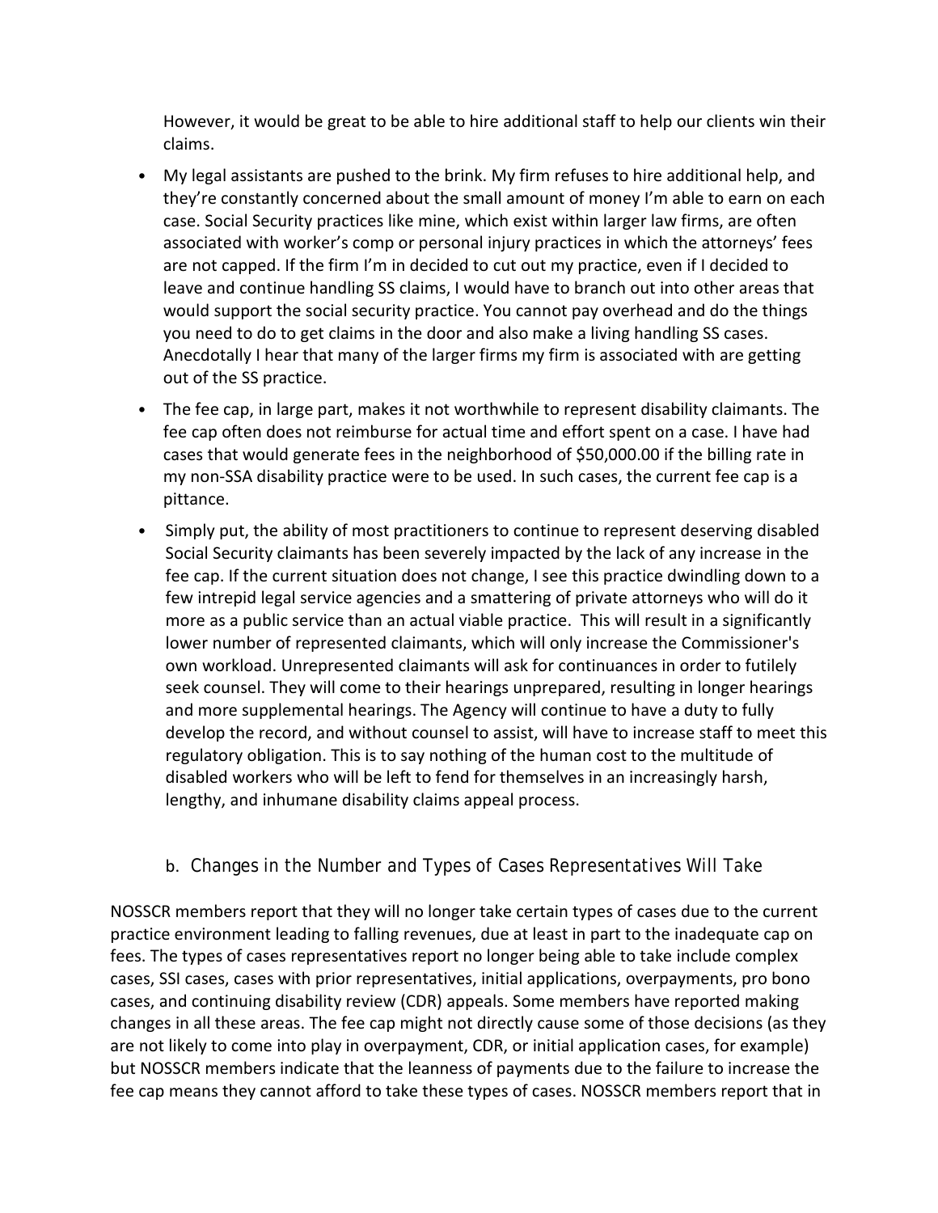However, it would be great to be able to hire additional staff to help our clients win their claims.

- My legal assistants are pushed to the brink. My firm refuses to hire additional help, and they're constantly concerned about the small amount of money I'm able to earn on each case. Social Security practices like mine, which exist within larger law firms, are often associated with worker's comp or personal injury practices in which the attorneys' fees are not capped. If the firm I'm in decided to cut out my practice, even if I decided to leave and continue handling SS claims, I would have to branch out into other areas that would support the social security practice. You cannot pay overhead and do the things you need to do to get claims in the door and also make a living handling SS cases. Anecdotally I hear that many of the larger firms my firm is associated with are getting out of the SS practice.
- The fee cap, in large part, makes it not worthwhile to represent disability claimants. The fee cap often does not reimburse for actual time and effort spent on a case. I have had cases that would generate fees in the neighborhood of $50,000.00 if the billing rate in my non-SSA disability practice were to be used. In such cases, the current fee cap is a pittance.
- Simply put, the ability of most practitioners to continue to represent deserving disabled Social Security claimants has been severely impacted by the lack of any increase in the fee cap. If the current situation does not change, I see this practice dwindling down to a few intrepid legal service agencies and a smattering of private attorneys who will do it more as a public service than an actual viable practice. This will result in a significantly lower number of represented claimants, which will only increase the Commissioner's own workload. Unrepresented claimants will ask for continuances in order to futilely seek counsel. They will come to their hearings unprepared, resulting in longer hearings and more supplemental hearings. The Agency will continue to have a duty to fully develop the record, and without counsel to assist, will have to increase staff to meet this regulatory obligation. This is to say nothing of the human cost to the multitude of disabled workers who will be left to fend for themselves in an increasingly harsh, lengthy, and inhumane disability claims appeal process.

### b. Changes in the Number and Types of Cases Representatives Will Take

NOSSCR members report that they will no longer take certain types of cases due to the current practice environment leading to falling revenues, due at least in part to the inadequate cap on fees. The types of cases representatives report no longer being able to take include complex cases, SSI cases, cases with prior representatives, initial applications, overpayments, pro bono cases, and continuing disability review (CDR) appeals. Some members have reported making changes in all these areas. The fee cap might not directly cause some of those decisions (as they are not likely to come into play in overpayment, CDR, or initial application cases, for example) but NOSSCR members indicate that the leanness of payments due to the failure to increase the fee cap means they cannot afford to take these types of cases. NOSSCR members report that in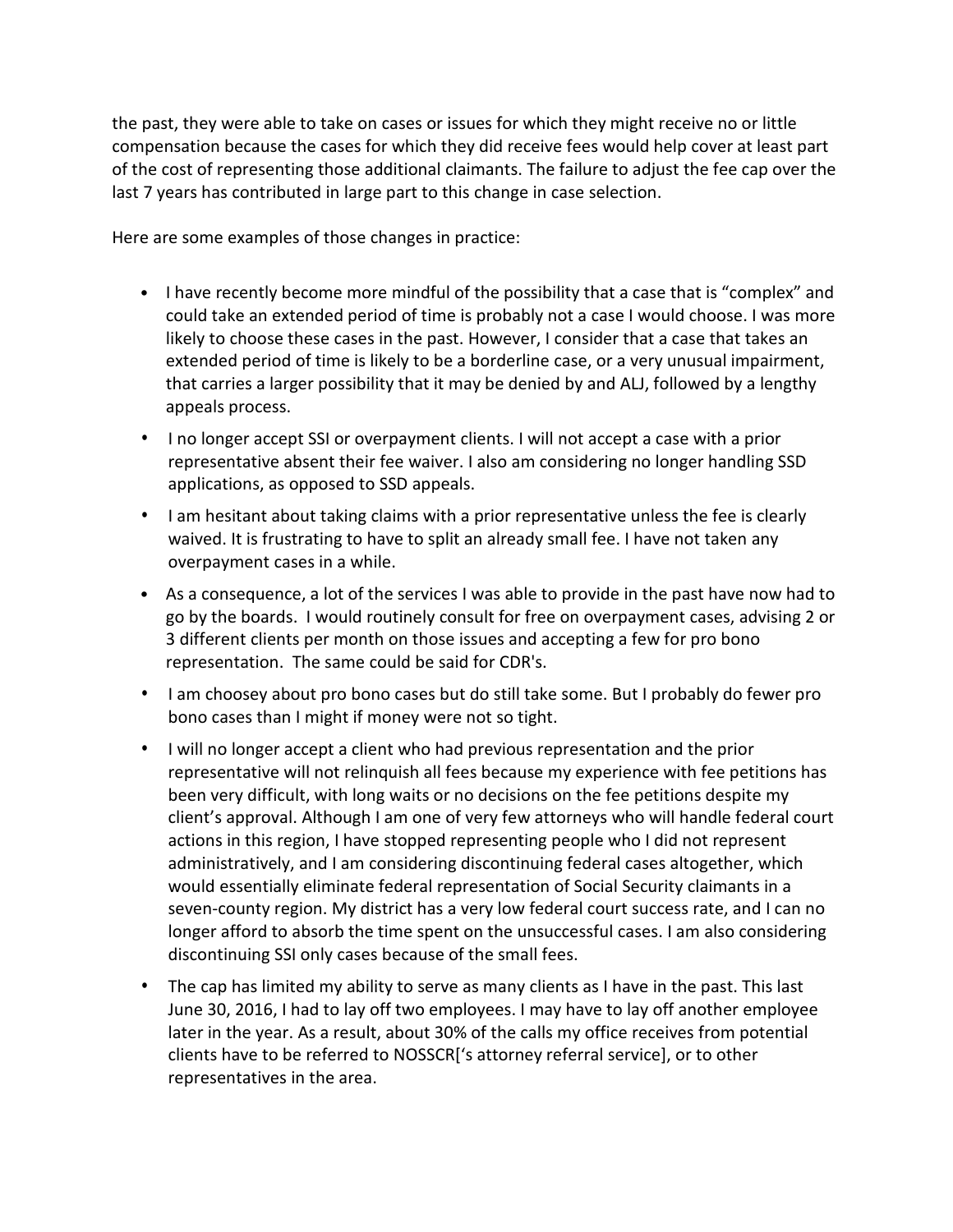the past, they were able to take on cases or issues for which they might receive no or little compensation because the cases for which they did receive fees would help cover at least part of the cost of representing those additional claimants. The failure to adjust the fee cap over the last 7 years has contributed in large part to this change in case selection.

Here are some examples of those changes in practice:

- I have recently become more mindful of the possibility that a case that is "complex" and could take an extended period of time is probably not a case I would choose. I was more likely to choose these cases in the past. However, I consider that a case that takes an extended period of time is likely to be a borderline case, or a very unusual impairment, that carries a larger possibility that it may be denied by and ALJ, followed by a lengthy appeals process.
- I no longer accept SSI or overpayment clients. I will not accept a case with a prior representative absent their fee waiver. I also am considering no longer handling SSD applications, as opposed to SSD appeals.
- I am hesitant about taking claims with a prior representative unless the fee is clearly waived. It is frustrating to have to split an already small fee. I have not taken any overpayment cases in a while.
- As a consequence, a lot of the services I was able to provide in the past have now had to go by the boards. I would routinely consult for free on overpayment cases, advising 2 or 3 different clients per month on those issues and accepting a few for pro bono representation. The same could be said for CDR's.
- I am choosey about pro bono cases but do still take some. But I probably do fewer pro bono cases than I might if money were not so tight.
- I will no longer accept a client who had previous representation and the prior representative will not relinquish all fees because my experience with fee petitions has been very difficult, with long waits or no decisions on the fee petitions despite my client's approval. Although I am one of very few attorneys who will handle federal court actions in this region, I have stopped representing people who I did not represent administratively, and I am considering discontinuing federal cases altogether, which would essentially eliminate federal representation of Social Security claimants in a seven-county region. My district has a very low federal court success rate, and I can no longer afford to absorb the time spent on the unsuccessful cases. I am also considering discontinuing SSI only cases because of the small fees.
- The cap has limited my ability to serve as many clients as I have in the past. This last June 30, 2016, I had to lay off two employees. I may have to lay off another employee later in the year. As a result, about 30% of the calls my office receives from potential clients have to be referred to NOSSCR['s attorney referral service], or to other representatives in the area.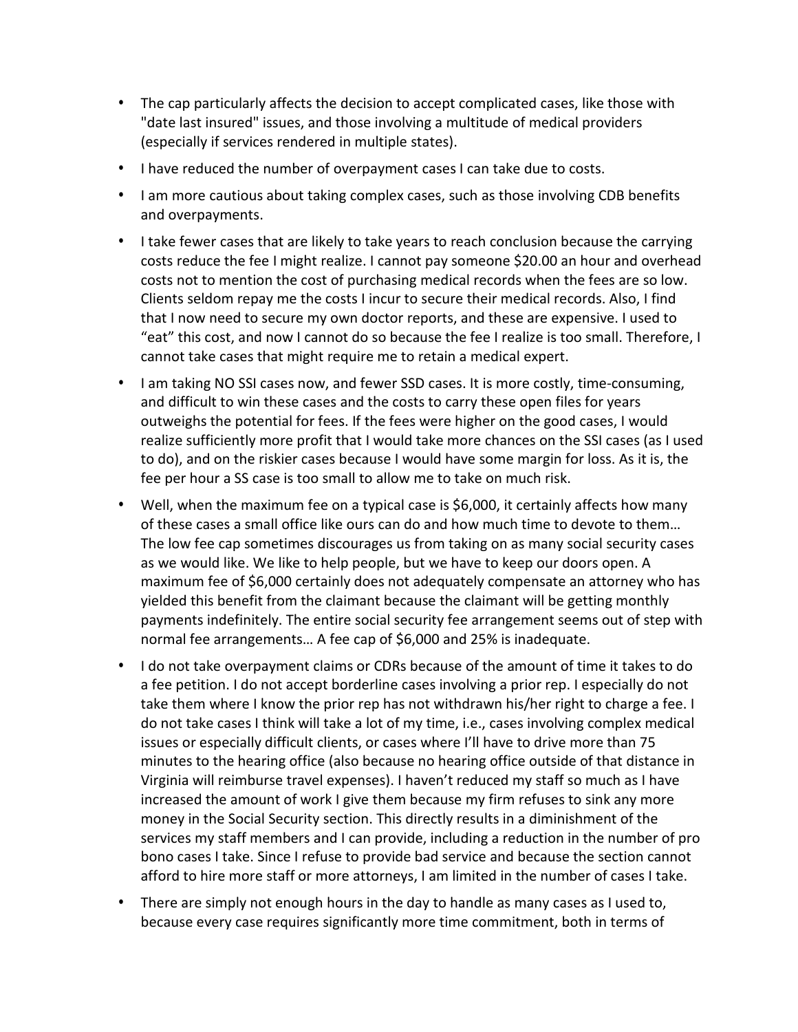- The cap particularly affects the decision to accept complicated cases, like those with "date last insured" issues, and those involving a multitude of medical providers (especially if services rendered in multiple states).
- I have reduced the number of overpayment cases I can take due to costs.
- I am more cautious about taking complex cases, such as those involving CDB benefits and overpayments.
- I take fewer cases that are likely to take years to reach conclusion because the carrying costs reduce the fee I might realize. I cannot pay someone $20.00 an hour and overhead costs not to mention the cost of purchasing medical records when the fees are so low. Clients seldom repay me the costs I incur to secure their medical records. Also, I find that I now need to secure my own doctor reports, and these are expensive. I used to "eat" this cost, and now I cannot do so because the fee I realize is too small. Therefore, I cannot take cases that might require me to retain a medical expert.
- I am taking NO SSI cases now, and fewer SSD cases. It is more costly, time-consuming, and difficult to win these cases and the costs to carry these open files for years outweighs the potential for fees. If the fees were higher on the good cases, I would realize sufficiently more profit that I would take more chances on the SSI cases (as I used to do), and on the riskier cases because I would have some margin for loss. As it is, the fee per hour a SS case is too small to allow me to take on much risk.
- Well, when the maximum fee on a typical case is $6,000, it certainly affects how many of these cases a small office like ours can do and how much time to devote to them… The low fee cap sometimes discourages us from taking on as many social security cases as we would like. We like to help people, but we have to keep our doors open. A maximum fee of $6,000 certainly does not adequately compensate an attorney who has yielded this benefit from the claimant because the claimant will be getting monthly payments indefinitely. The entire social security fee arrangement seems out of step with normal fee arrangements… A fee cap of $6,000 and 25% is inadequate.
- I do not take overpayment claims or CDRs because of the amount of time it takes to do a fee petition. I do not accept borderline cases involving a prior rep. I especially do not take them where I know the prior rep has not withdrawn his/her right to charge a fee. I do not take cases I think will take a lot of my time, i.e., cases involving complex medical issues or especially difficult clients, or cases where I'll have to drive more than 75 minutes to the hearing office (also because no hearing office outside of that distance in Virginia will reimburse travel expenses). I haven't reduced my staff so much as I have increased the amount of work I give them because my firm refuses to sink any more money in the Social Security section. This directly results in a diminishment of the services my staff members and I can provide, including a reduction in the number of pro bono cases I take. Since I refuse to provide bad service and because the section cannot afford to hire more staff or more attorneys, I am limited in the number of cases I take.
- There are simply not enough hours in the day to handle as many cases as I used to, because every case requires significantly more time commitment, both in terms of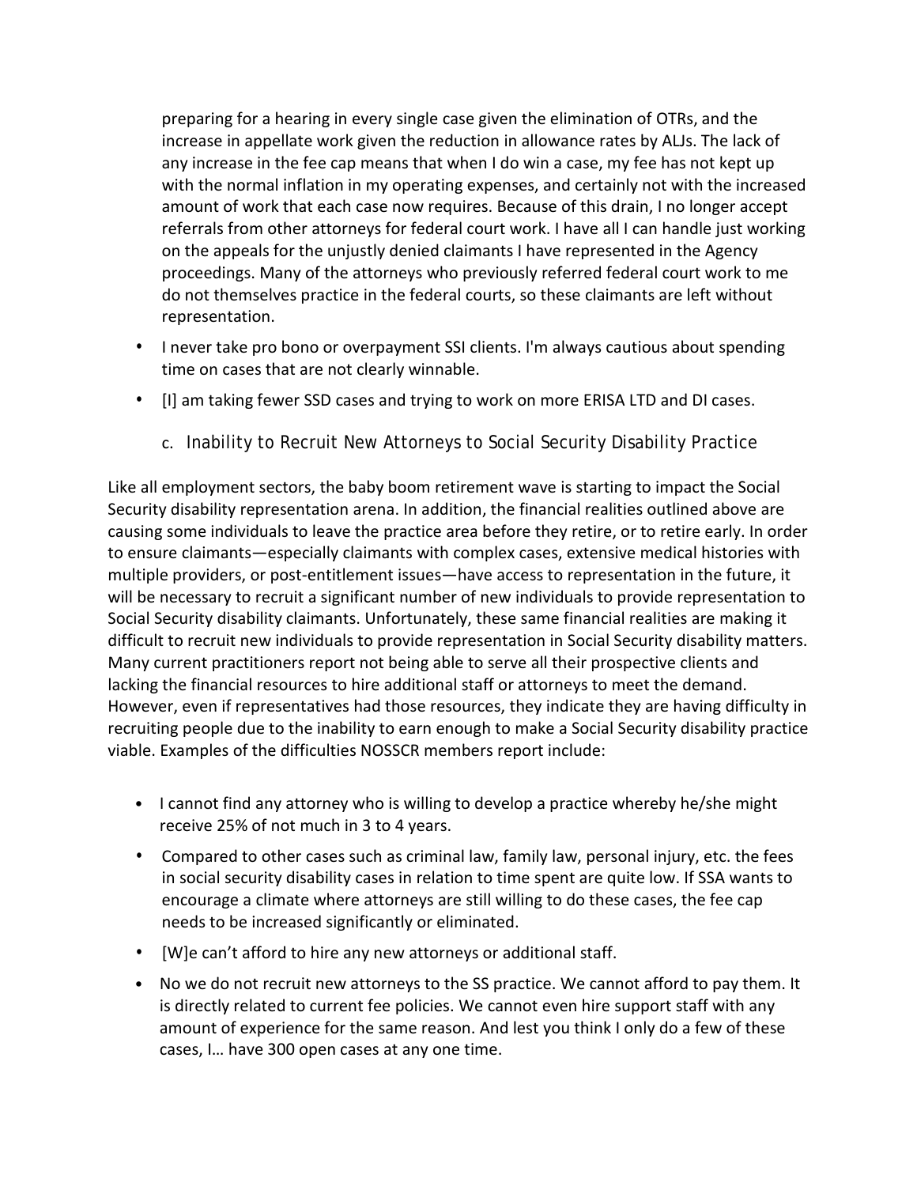preparing for a hearing in every single case given the elimination of OTRs, and the increase in appellate work given the reduction in allowance rates by ALJs. The lack of any increase in the fee cap means that when I do win a case, my fee has not kept up with the normal inflation in my operating expenses, and certainly not with the increased amount of work that each case now requires. Because of this drain, I no longer accept referrals from other attorneys for federal court work. I have all I can handle just working on the appeals for the unjustly denied claimants I have represented in the Agency proceedings. Many of the attorneys who previously referred federal court work to me do not themselves practice in the federal courts, so these claimants are left without representation.

- I never take pro bono or overpayment SSI clients. I'm always cautious about spending time on cases that are not clearly winnable.
- [I] am taking fewer SSD cases and trying to work on more ERISA LTD and DI cases.

### c. Inability to Recruit New Attorneys to Social Security Disability Practice

Like all employment sectors, the baby boom retirement wave is starting to impact the Social Security disability representation arena. In addition, the financial realities outlined above are causing some individuals to leave the practice area before they retire, or to retire early. In order to ensure claimants—especially claimants with complex cases, extensive medical histories with multiple providers, or post-entitlement issues—have access to representation in the future, it will be necessary to recruit a significant number of new individuals to provide representation to Social Security disability claimants. Unfortunately, these same financial realities are making it difficult to recruit new individuals to provide representation in Social Security disability matters. Many current practitioners report not being able to serve all their prospective clients and lacking the financial resources to hire additional staff or attorneys to meet the demand. However, even if representatives had those resources, they indicate they are having difficulty in recruiting people due to the inability to earn enough to make a Social Security disability practice viable. Examples of the difficulties NOSSCR members report include:

- I cannot find any attorney who is willing to develop a practice whereby he/she might receive 25% of not much in 3 to 4 years.
- Compared to other cases such as criminal law, family law, personal injury, etc. the fees in social security disability cases in relation to time spent are quite low. If SSA wants to encourage a climate where attorneys are still willing to do these cases, the fee cap needs to be increased significantly or eliminated.
- [W]e can't afford to hire any new attorneys or additional staff.
- No we do not recruit new attorneys to the SS practice. We cannot afford to pay them. It is directly related to current fee policies. We cannot even hire support staff with any amount of experience for the same reason. And lest you think I only do a few of these cases, I… have 300 open cases at any one time.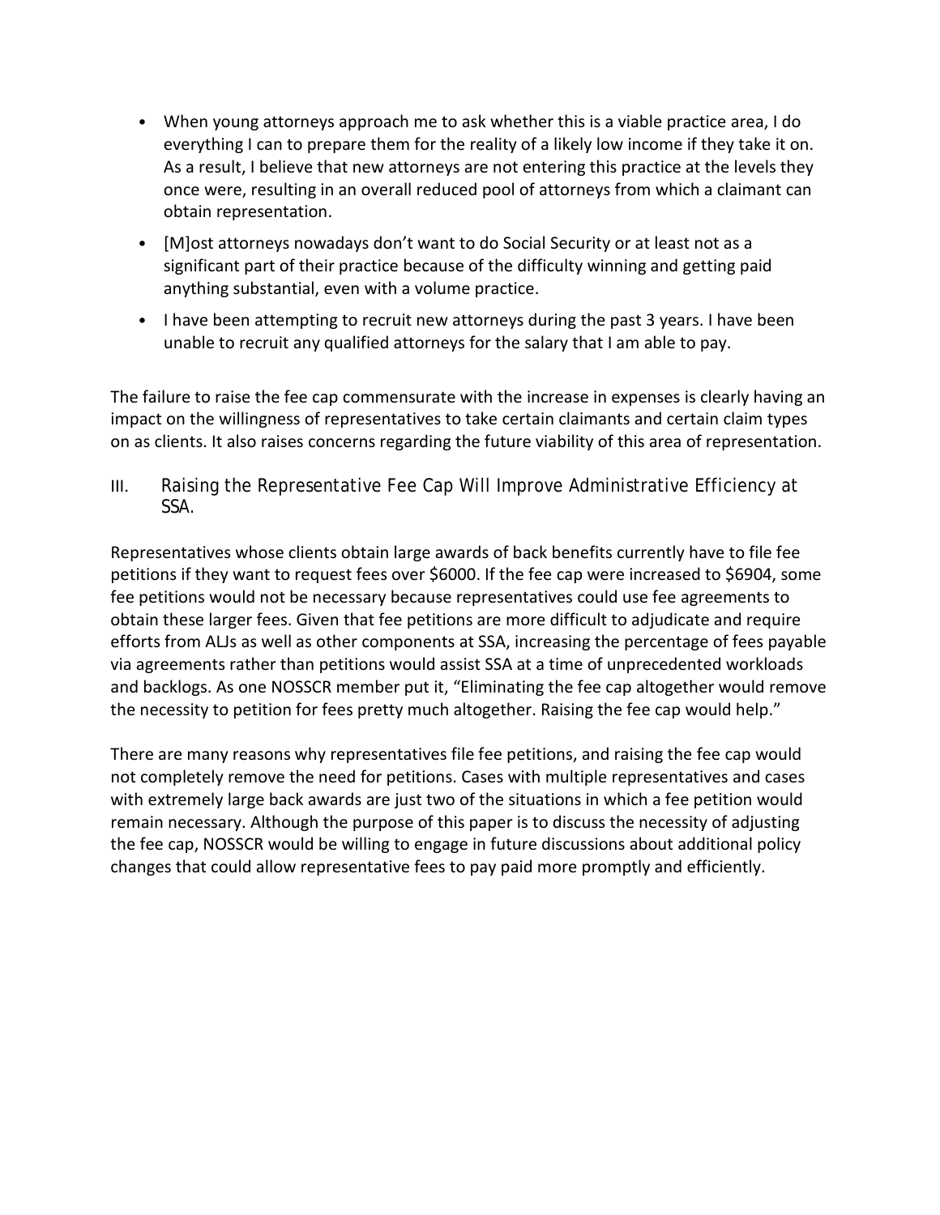- When young attorneys approach me to ask whether this is a viable practice area, I do everything I can to prepare them for the reality of a likely low income if they take it on. As a result, I believe that new attorneys are not entering this practice at the levels they once were, resulting in an overall reduced pool of attorneys from which a claimant can obtain representation.
- [M]ost attorneys nowadays don't want to do Social Security or at least not as a significant part of their practice because of the difficulty winning and getting paid anything substantial, even with a volume practice.
- I have been attempting to recruit new attorneys during the past 3 years. I have been unable to recruit any qualified attorneys for the salary that I am able to pay.

The failure to raise the fee cap commensurate with the increase in expenses is clearly having an impact on the willingness of representatives to take certain claimants and certain claim types on as clients. It also raises concerns regarding the future viability of this area of representation.

## III. Raising the Representative Fee Cap Will Improve Administrative Efficiency at SSA.

Representatives whose clients obtain large awards of back benefits currently have to file fee petitions if they want to request fees over $6000. If the fee cap were increased to $6904, some fee petitions would not be necessary because representatives could use fee agreements to obtain these larger fees. Given that fee petitions are more difficult to adjudicate and require efforts from ALJs as well as other components at SSA, increasing the percentage of fees payable via agreements rather than petitions would assist SSA at a time of unprecedented workloads and backlogs. As one NOSSCR member put it, "Eliminating the fee cap altogether would remove the necessity to petition for fees pretty much altogether. Raising the fee cap would help."

There are many reasons why representatives file fee petitions, and raising the fee cap would not completely remove the need for petitions. Cases with multiple representatives and cases with extremely large back awards are just two of the situations in which a fee petition would remain necessary. Although the purpose of this paper is to discuss the necessity of adjusting the fee cap, NOSSCR would be willing to engage in future discussions about additional policy changes that could allow representative fees to pay paid more promptly and efficiently.